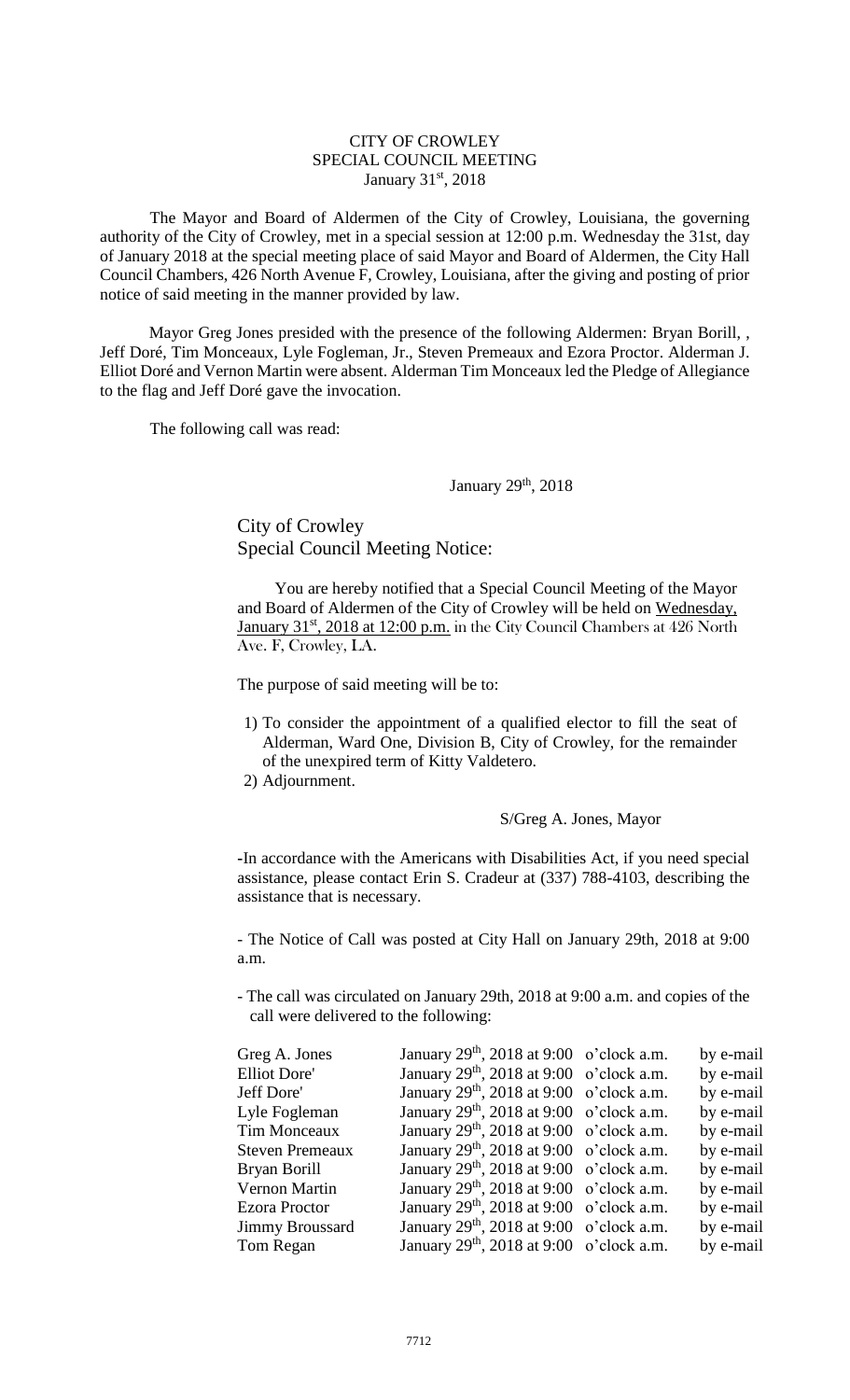CITY OF CROWLEY
SPECIAL COUNCIL MEETING
January 31st, 2018

The Mayor and Board of Aldermen of the City of Crowley, Louisiana, the governing authority of the City of Crowley, met in a special session at 12:00 p.m. Wednesday the 31st, day of January 2018 at the special meeting place of said Mayor and Board of Aldermen, the City Hall Council Chambers, 426 North Avenue F, Crowley, Louisiana, after the giving and posting of prior notice of said meeting in the manner provided by law.

Mayor Greg Jones presided with the presence of the following Aldermen: Bryan Borill, , Jeff Doré, Tim Monceaux, Lyle Fogleman, Jr., Steven Premeaux and Ezora Proctor. Alderman J. Elliot Doré and Vernon Martin were absent. Alderman Tim Monceaux led the Pledge of Allegiance to the flag and Jeff Doré gave the invocation.

The following call was read:

January 29th, 2018

City of Crowley
Special Council Meeting Notice:

You are hereby notified that a Special Council Meeting of the Mayor and Board of Aldermen of the City of Crowley will be held on Wednesday, January 31st, 2018 at 12:00 p.m. in the City Council Chambers at 426 North Ave. F, Crowley, LA.

The purpose of said meeting will be to:

1) To consider the appointment of a qualified elector to fill the seat of Alderman, Ward One, Division B, City of Crowley, for the remainder of the unexpired term of Kitty Valdetero.
2) Adjournment.

S/Greg A. Jones, Mayor

-In accordance with the Americans with Disabilities Act, if you need special assistance, please contact Erin S. Cradeur at (337) 788-4103, describing the assistance that is necessary.

- The Notice of Call was posted at City Hall on January 29th, 2018 at 9:00 a.m.

- The call was circulated on January 29th, 2018 at 9:00 a.m. and copies of the call were delivered to the following:

| | | | |
|---|---|---|---|
| Greg A. Jones | January 29th, 2018 at 9:00 | o'clock a.m. | by e-mail |
| Elliot Dore' | January 29th, 2018 at 9:00 | o'clock a.m. | by e-mail |
| Jeff Dore' | January 29th, 2018 at 9:00 | o'clock a.m. | by e-mail |
| Lyle Fogleman | January 29th, 2018 at 9:00 | o'clock a.m. | by e-mail |
| Tim Monceaux | January 29th, 2018 at 9:00 | o'clock a.m. | by e-mail |
| Steven Premeaux | January 29th, 2018 at 9:00 | o'clock a.m. | by e-mail |
| Bryan Borill | January 29th, 2018 at 9:00 | o'clock a.m. | by e-mail |
| Vernon Martin | January 29th, 2018 at 9:00 | o'clock a.m. | by e-mail |
| Ezora Proctor | January 29th, 2018 at 9:00 | o'clock a.m. | by e-mail |
| Jimmy Broussard | January 29th, 2018 at 9:00 | o'clock a.m. | by e-mail |
| Tom Regan | January 29th, 2018 at 9:00 | o'clock a.m. | by e-mail |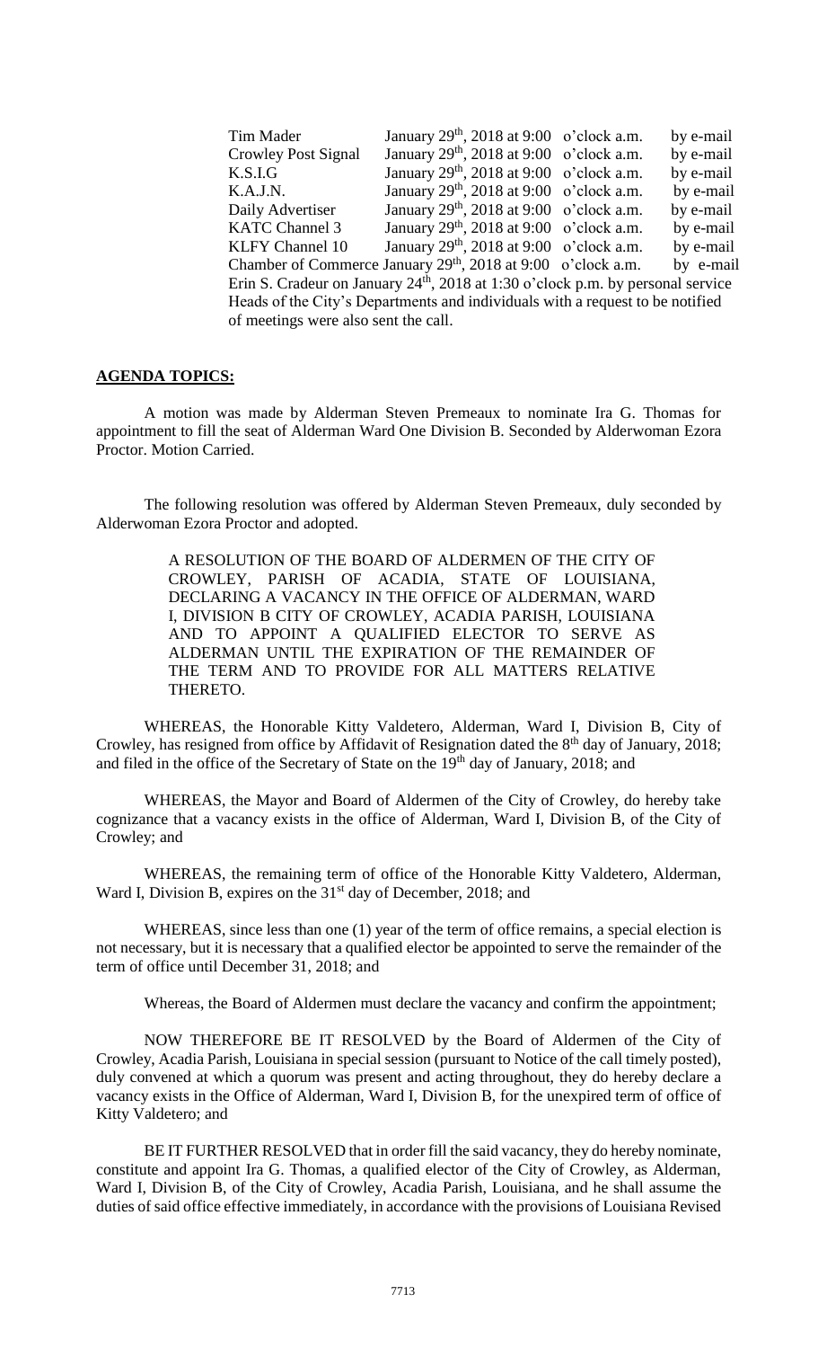| | | |
|---|---|---|
| Tim Mader | January 29th, 2018 at 9:00 o'clock a.m. | by e-mail |
| Crowley Post Signal | January 29th, 2018 at 9:00 o'clock a.m. | by e-mail |
| K.S.I.G | January 29th, 2018 at 9:00 o'clock a.m. | by e-mail |
| K.A.J.N. | January 29th, 2018 at 9:00 o'clock a.m. | by e-mail |
| Daily Advertiser | January 29th, 2018 at 9:00 o'clock a.m. | by e-mail |
| KATC Channel 3 | January 29th, 2018 at 9:00 o'clock a.m. | by e-mail |
| KLFY Channel 10 | January 29th, 2018 at 9:00 o'clock a.m. | by e-mail |
| Chamber of Commerce | January 29th, 2018 at 9:00 o'clock a.m. | by e-mail |

Erin S. Cradeur on January 24th, 2018 at 1:30 o'clock p.m. by personal service

Heads of the City's Departments and individuals with a request to be notified of meetings were also sent the call.

## **AGENDA TOPICS:**

A motion was made by Alderman Steven Premeaux to nominate Ira G. Thomas for appointment to fill the seat of Alderman Ward One Division B. Seconded by Alderwoman Ezora Proctor. Motion Carried.

The following resolution was offered by Alderman Steven Premeaux, duly seconded by Alderwoman Ezora Proctor and adopted.

> A RESOLUTION OF THE BOARD OF ALDERMEN OF THE CITY OF CROWLEY, PARISH OF ACADIA, STATE OF LOUISIANA, DECLARING A VACANCY IN THE OFFICE OF ALDERMAN, WARD I, DIVISION B CITY OF CROWLEY, ACADIA PARISH, LOUISIANA AND TO APPOINT A QUALIFIED ELECTOR TO SERVE AS ALDERMAN UNTIL THE EXPIRATION OF THE REMAINDER OF THE TERM AND TO PROVIDE FOR ALL MATTERS RELATIVE THERETO.

WHEREAS, the Honorable Kitty Valdetero, Alderman, Ward I, Division B, City of Crowley, has resigned from office by Affidavit of Resignation dated the 8th day of January, 2018; and filed in the office of the Secretary of State on the 19th day of January, 2018; and

WHEREAS, the Mayor and Board of Aldermen of the City of Crowley, do hereby take cognizance that a vacancy exists in the office of Alderman, Ward I, Division B, of the City of Crowley; and

WHEREAS, the remaining term of office of the Honorable Kitty Valdetero, Alderman, Ward I, Division B, expires on the 31st day of December, 2018; and

WHEREAS, since less than one (1) year of the term of office remains, a special election is not necessary, but it is necessary that a qualified elector be appointed to serve the remainder of the term of office until December 31, 2018; and

Whereas, the Board of Aldermen must declare the vacancy and confirm the appointment;

NOW THEREFORE BE IT RESOLVED by the Board of Aldermen of the City of Crowley, Acadia Parish, Louisiana in special session (pursuant to Notice of the call timely posted), duly convened at which a quorum was present and acting throughout, they do hereby declare a vacancy exists in the Office of Alderman, Ward I, Division B, for the unexpired term of office of Kitty Valdetero; and

BE IT FURTHER RESOLVED that in order fill the said vacancy, they do hereby nominate, constitute and appoint Ira G. Thomas, a qualified elector of the City of Crowley, as Alderman, Ward I, Division B, of the City of Crowley, Acadia Parish, Louisiana, and he shall assume the duties of said office effective immediately, in accordance with the provisions of Louisiana Revised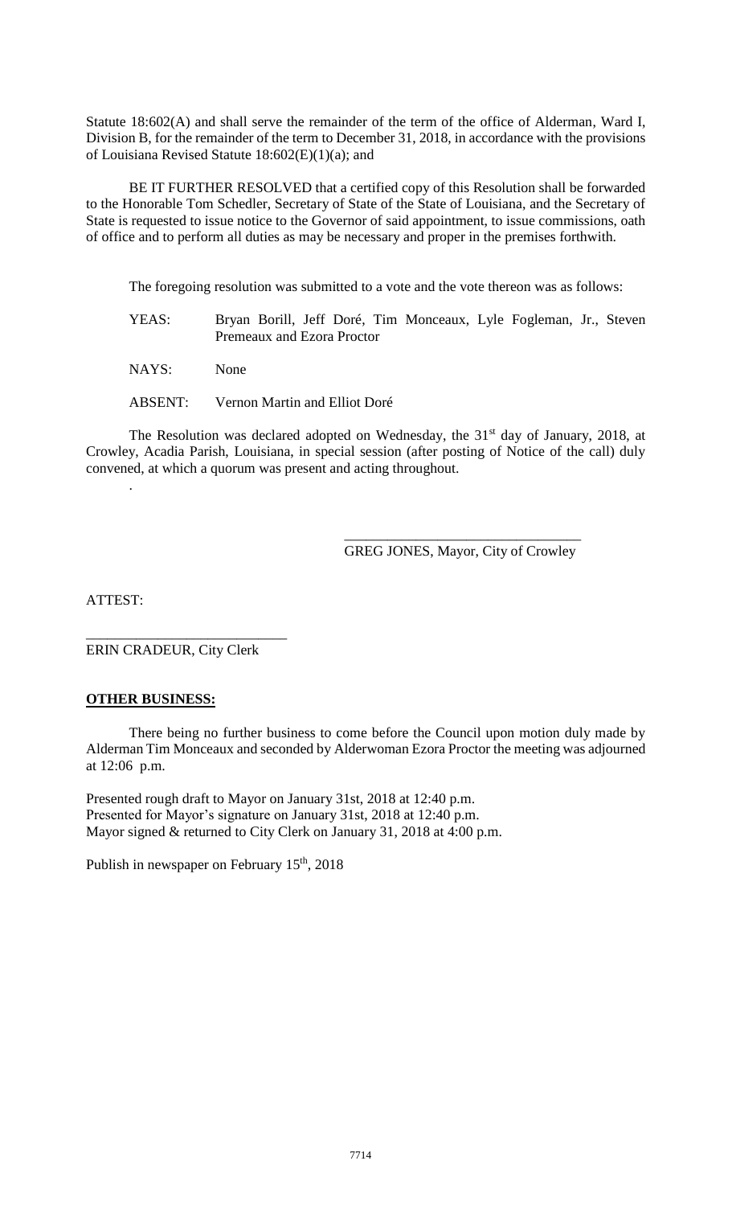Statute 18:602(A) and shall serve the remainder of the term of the office of Alderman, Ward I, Division B, for the remainder of the term to December 31, 2018, in accordance with the provisions of Louisiana Revised Statute 18:602(E)(1)(a); and

BE IT FURTHER RESOLVED that a certified copy of this Resolution shall be forwarded to the Honorable Tom Schedler, Secretary of State of the State of Louisiana, and the Secretary of State is requested to issue notice to the Governor of said appointment, to issue commissions, oath of office and to perform all duties as may be necessary and proper in the premises forthwith.

The foregoing resolution was submitted to a vote and the vote thereon was as follows:

YEAS: Bryan Borill, Jeff Doré, Tim Monceaux, Lyle Fogleman, Jr., Steven Premeaux and Ezora Proctor

NAYS: None

ABSENT: Vernon Martin and Elliot Doré

The Resolution was declared adopted on Wednesday, the 31st day of January, 2018, at Crowley, Acadia Parish, Louisiana, in special session (after posting of Notice of the call) duly convened, at which a quorum was present and acting throughout.

.

_________________________________
GREG JONES, Mayor, City of Crowley

ATTEST:

___________________________
ERIN CRADEUR, City Clerk

**OTHER BUSINESS:**

There being no further business to come before the Council upon motion duly made by Alderman Tim Monceaux and seconded by Alderwoman Ezora Proctor the meeting was adjourned at 12:06 p.m.

Presented rough draft to Mayor on January 31st, 2018 at 12:40 p.m.
Presented for Mayor's signature on January 31st, 2018 at 12:40 p.m.
Mayor signed & returned to City Clerk on January 31, 2018 at 4:00 p.m.

Publish in newspaper on February 15th, 2018